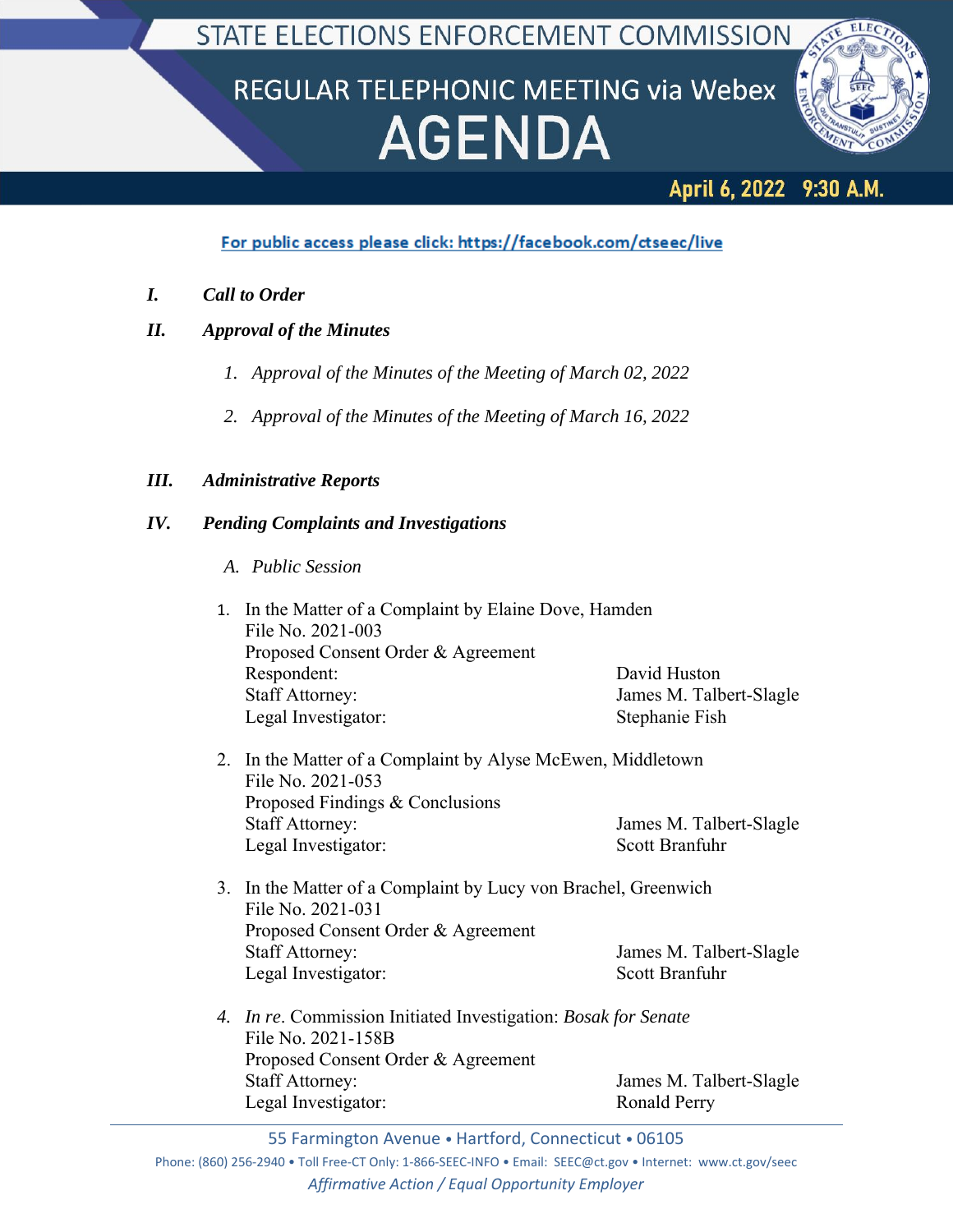# STATE ELECTIONS ENFORCEMENT COMMISSION

## REGULAR TELEPHONIC MEETING via Webex

# AGENDA

**April 6, 2022 9:30 A.M.**

For public access please click: https://facebook.com/ctseec/live

***I. Call to Order***

***II. Approval of the Minutes***

1. *Approval of the Minutes of the Meeting of March 02, 2022*
2. *Approval of the Minutes of the Meeting of March 16, 2022*

***III. Administrative Reports***

***IV. Pending Complaints and Investigations***

*A. Public Session*

1. In the Matter of a Complaint by Elaine Dove, Hamden
   File No. 2021-003
   Proposed Consent Order & Agreement
   Respondent: David Huston
   Staff Attorney: James M. Talbert-Slagle
   Legal Investigator: Stephanie Fish

2. In the Matter of a Complaint by Alyse McEwen, Middletown
   File No. 2021-053
   Proposed Findings & Conclusions
   Staff Attorney: James M. Talbert-Slagle
   Legal Investigator: Scott Branfuhr

3. In the Matter of a Complaint by Lucy von Brachel, Greenwich
   File No. 2021-031
   Proposed Consent Order & Agreement
   Staff Attorney: James M. Talbert-Slagle
   Legal Investigator: Scott Branfuhr

4. *In re*. Commission Initiated Investigation: *Bosak for Senate*
   File No. 2021-158B
   Proposed Consent Order & Agreement
   Staff Attorney: James M. Talbert-Slagle
   Legal Investigator: Ronald Perry

55 Farmington Avenue • Hartford, Connecticut • 06105
Phone: (860) 256-2940 • Toll Free-CT Only: 1-866-SEEC-INFO • Email: SEEC@ct.gov • Internet: www.ct.gov/seec
*Affirmative Action / Equal Opportunity Employer*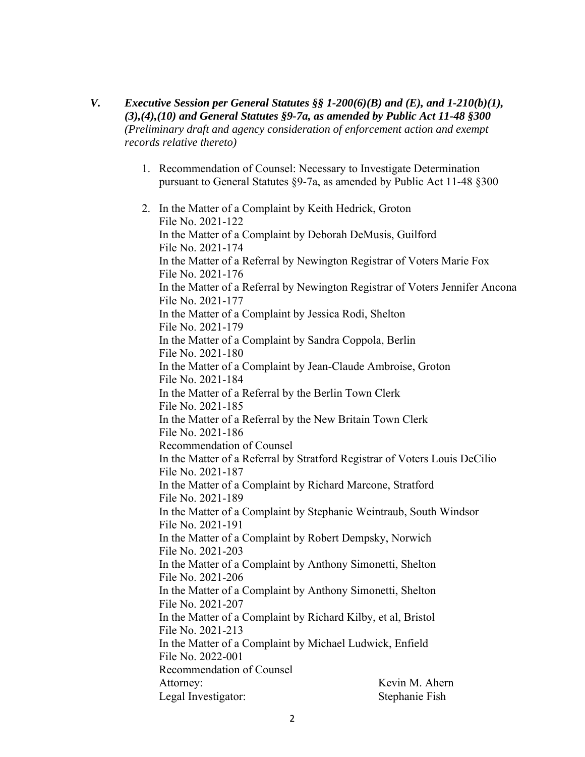*V.* ***Executive Session per General Statutes §§ 1-200(6)(B) and (E), and 1-210(b)(1), (3),(4),(10) and General Statutes §9-7a, as amended by Public Act 11-48 §300*** *(Preliminary draft and agency consideration of enforcement action and exempt records relative thereto)*

1. Recommendation of Counsel: Necessary to Investigate Determination pursuant to General Statutes §9-7a, as amended by Public Act 11-48 §300

2. In the Matter of a Complaint by Keith Hedrick, Groton
   File No. 2021-122
   In the Matter of a Complaint by Deborah DeMusis, Guilford
   File No. 2021-174
   In the Matter of a Referral by Newington Registrar of Voters Marie Fox
   File No. 2021-176
   In the Matter of a Referral by Newington Registrar of Voters Jennifer Ancona
   File No. 2021-177
   In the Matter of a Complaint by Jessica Rodi, Shelton
   File No. 2021-179
   In the Matter of a Complaint by Sandra Coppola, Berlin
   File No. 2021-180
   In the Matter of a Complaint by Jean-Claude Ambroise, Groton
   File No. 2021-184
   In the Matter of a Referral by the Berlin Town Clerk
   File No. 2021-185
   In the Matter of a Referral by the New Britain Town Clerk
   File No. 2021-186
   Recommendation of Counsel
   In the Matter of a Referral by Stratford Registrar of Voters Louis DeCilio
   File No. 2021-187
   In the Matter of a Complaint by Richard Marcone, Stratford
   File No. 2021-189
   In the Matter of a Complaint by Stephanie Weintraub, South Windsor
   File No. 2021-191
   In the Matter of a Complaint by Robert Dempsky, Norwich
   File No. 2021-203
   In the Matter of a Complaint by Anthony Simonetti, Shelton
   File No. 2021-206
   In the Matter of a Complaint by Anthony Simonetti, Shelton
   File No. 2021-207
   In the Matter of a Complaint by Richard Kilby, et al, Bristol
   File No. 2021-213
   In the Matter of a Complaint by Michael Ludwick, Enfield
   File No. 2022-001
   Recommendation of Counsel
   Attorney: Kevin M. Ahern
   Legal Investigator: Stephanie Fish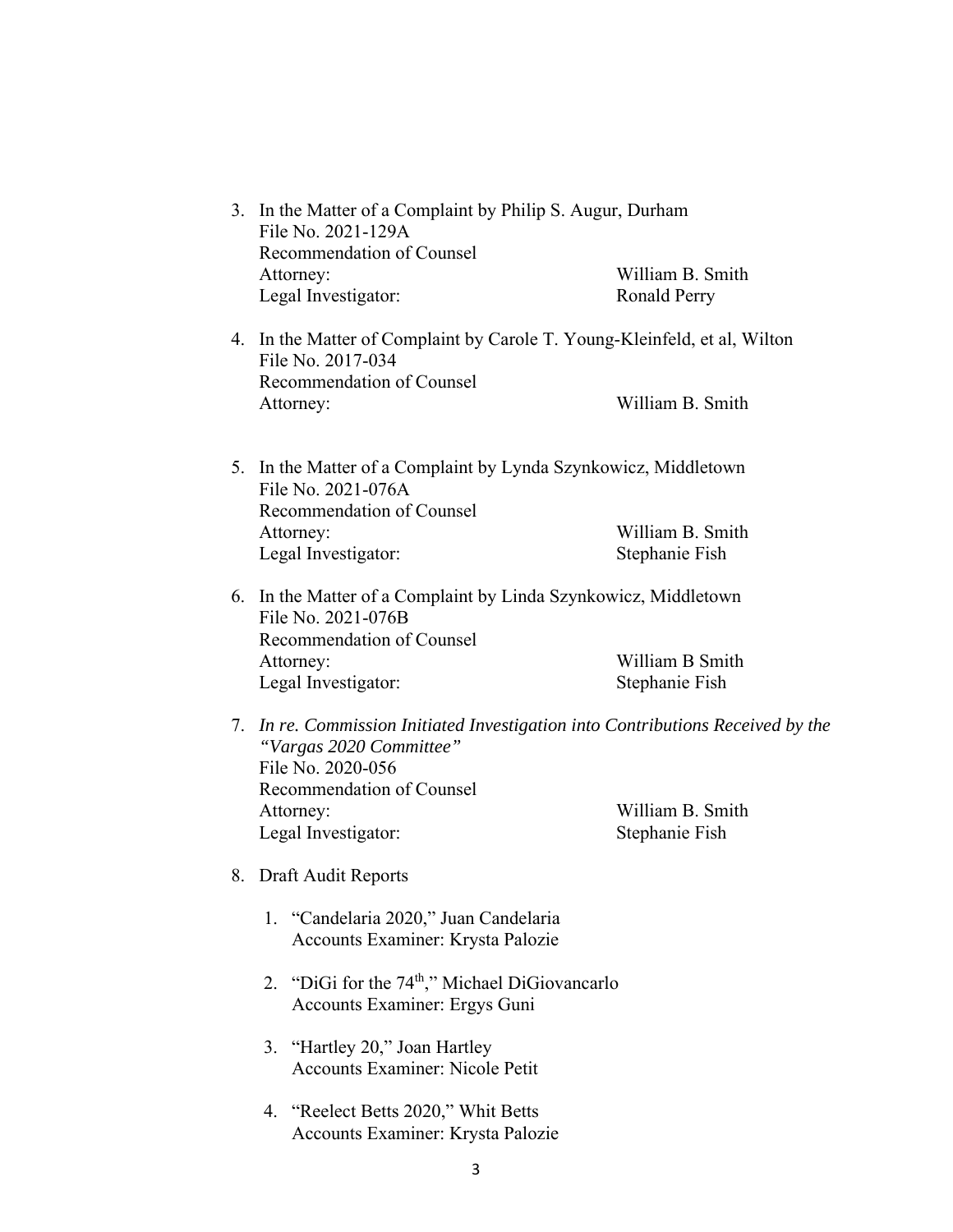3. In the Matter of a Complaint by Philip S. Augur, Durham
   File No. 2021-129A
   Recommendation of Counsel
   Attorney: William B. Smith
   Legal Investigator: Ronald Perry

4. In the Matter of Complaint by Carole T. Young-Kleinfeld, et al, Wilton
   File No. 2017-034
   Recommendation of Counsel
   Attorney: William B. Smith

5. In the Matter of a Complaint by Lynda Szynkowicz, Middletown
   File No. 2021-076A
   Recommendation of Counsel
   Attorney: William B. Smith
   Legal Investigator: Stephanie Fish

6. In the Matter of a Complaint by Linda Szynkowicz, Middletown
   File No. 2021-076B
   Recommendation of Counsel
   Attorney: William B Smith
   Legal Investigator: Stephanie Fish

7. *In re. Commission Initiated Investigation into Contributions Received by the "Vargas 2020 Committee"*
   File No. 2020-056
   Recommendation of Counsel
   Attorney: William B. Smith
   Legal Investigator: Stephanie Fish

8. Draft Audit Reports

   1. "Candelaria 2020," Juan Candelaria
      Accounts Examiner: Krysta Palozie

   2. "DiGi for the 74th," Michael DiGiovancarlo
      Accounts Examiner: Ergys Guni

   3. "Hartley 20," Joan Hartley
      Accounts Examiner: Nicole Petit

   4. "Reelect Betts 2020," Whit Betts
      Accounts Examiner: Krysta Palozie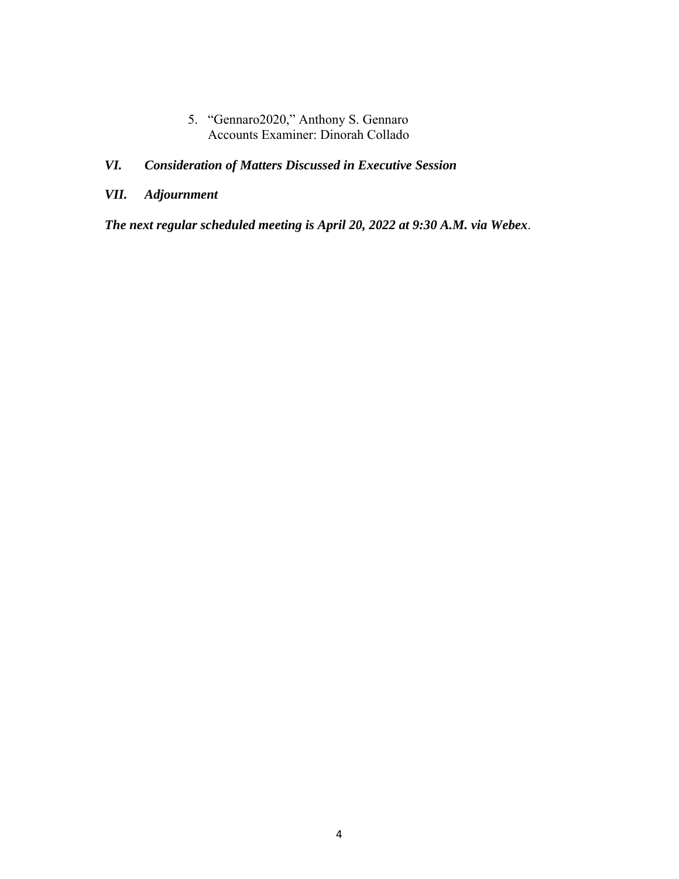5. "Gennaro2020," Anthony S. Gennaro
   Accounts Examiner: Dinorah Collado

## *VI. Consideration of Matters Discussed in Executive Session*

## *VII. Adjournment*

***The next regular scheduled meeting is April 20, 2022 at 9:30 A.M. via Webex***.